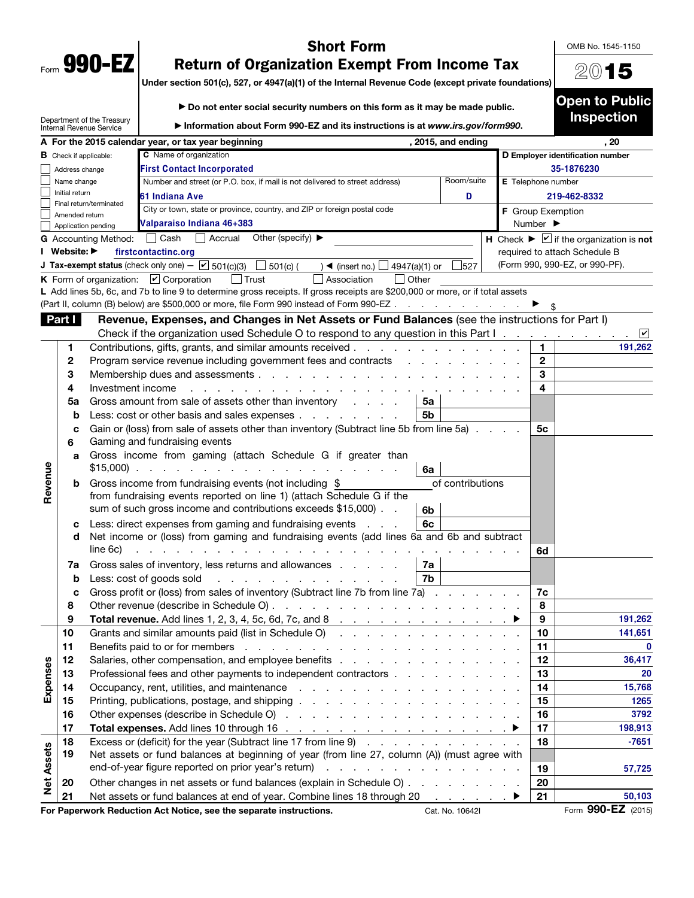Form **990-EZ**

Department of the Treasury
Internal Revenue Service

# Short Form
# Return of Organization Exempt From Income Tax

**Under section 501(c), 527, or 4947(a)(1) of the Internal Revenue Code (except private foundations)**

**▶ Do not enter social security numbers on this form as it may be made public.**

**▶ Information about Form 990-EZ and its instructions is at *www.irs.gov/form990*.**

OMB No. 1545-1150

**2015**

**Open to Public Inspection**

**A** For the 2015 calendar year, or tax year beginning , 2015, and ending , 20

**B** Check if applicable:
- ☐ Address change
- ☐ Name change
- ☐ Initial return
- ☐ Final return/terminated
- ☐ Amended return
- ☐ Application pending

**C** Name of organization: **First Contact Incorporated**

Number and street (or P.O. box, if mail is not delivered to street address): **61 Indiana Ave** Room/suite: **D**

City or town, state or province, country, and ZIP or foreign postal code: **Valparaiso Indiana 46+383**

**D** Employer identification number: **35-1876230**

**E** Telephone number: **219-462-8332**

**F** Group Exemption Number ▶

**G** Accounting Method: ☐ Cash ☐ Accrual Other (specify) ▶

**H** Check ▶ ☑ if the organization is **not** required to attach Schedule B (Form 990, 990-EZ, or 990-PF).

**I** Website: ▶ firstcontactinc.org

**J** Tax-exempt status (check only one) — ☑ 501(c)(3) ☐ 501(c) ( ) ◀ (insert no.) ☐ 4947(a)(1) or ☐ 527

**K** Form of organization: ☑ Corporation ☐ Trust ☐ Association ☐ Other

**L** Add lines 5b, 6c, and 7b to line 9 to determine gross receipts. If gross receipts are $200,000 or more, or if total assets (Part II, column (B) below) are $500,000 or more, file Form 990 instead of Form 990-EZ . . . ▶ $

## Part I — Revenue, Expenses, and Changes in Net Assets or Fund Balances (see the instructions for Part I)

Check if the organization used Schedule O to respond to any question in this Part I . . . ☑

| Section | Line | Description | Sub-line | Sub-amount | Line | Amount |
|---|---|---|---|---|---|---|
| Revenue | 1 | Contributions, gifts, grants, and similar amounts received | | | 1 | 191,262 |
| | 2 | Program service revenue including government fees and contracts | | | 2 | |
| | 3 | Membership dues and assessments | | | 3 | |
| | 4 | Investment income | | | 4 | |
| | 5a | Gross amount from sale of assets other than inventory | 5a | | | |
| | b | Less: cost or other basis and sales expenses | 5b | | | |
| | c | Gain or (loss) from sale of assets other than inventory (Subtract line 5b from line 5a) | | | 5c | |
| | 6 | Gaming and fundraising events | | | | |
| | a | Gross income from gaming (attach Schedule G if greater than $15,000) | 6a | | | |
| | b | Gross income from fundraising events (not including $ ____ of contributions from fundraising events reported on line 1) (attach Schedule G if the sum of such gross income and contributions exceeds $15,000) | 6b | | | |
| | c | Less: direct expenses from gaming and fundraising events | 6c | | | |
| | d | Net income or (loss) from gaming and fundraising events (add lines 6a and 6b and subtract line 6c) | | | 6d | |
| | 7a | Gross sales of inventory, less returns and allowances | 7a | | | |
| | b | Less: cost of goods sold | 7b | | | |
| | c | Gross profit or (loss) from sales of inventory (Subtract line 7b from line 7a) | | | 7c | |
| | 8 | Other revenue (describe in Schedule O) | | | 8 | |
| | 9 | **Total revenue.** Add lines 1, 2, 3, 4, 5c, 6d, 7c, and 8 ▶ | | | 9 | 191,262 |
| Expenses | 10 | Grants and similar amounts paid (list in Schedule O) | | | 10 | 141,651 |
| | 11 | Benefits paid to or for members | | | 11 | 0 |
| | 12 | Salaries, other compensation, and employee benefits | | | 12 | 36,417 |
| | 13 | Professional fees and other payments to independent contractors | | | 13 | 20 |
| | 14 | Occupancy, rent, utilities, and maintenance | | | 14 | 15,768 |
| | 15 | Printing, publications, postage, and shipping | | | 15 | 1265 |
| | 16 | Other expenses (describe in Schedule O) | | | 16 | 3792 |
| | 17 | **Total expenses.** Add lines 10 through 16 ▶ | | | 17 | 198,913 |
| Net Assets | 18 | Excess or (deficit) for the year (Subtract line 17 from line 9) | | | 18 | -7651 |
| | 19 | Net assets or fund balances at beginning of year (from line 27, column (A)) (must agree with end-of-year figure reported on prior year's return) | | | 19 | 57,725 |
| | 20 | Other changes in net assets or fund balances (explain in Schedule O) | | | 20 | |
| | 21 | Net assets or fund balances at end of year. Combine lines 18 through 20 ▶ | | | 21 | 50,103 |

**For Paperwork Reduction Act Notice, see the separate instructions.** Cat. No. 10642I Form **990-EZ** (2015)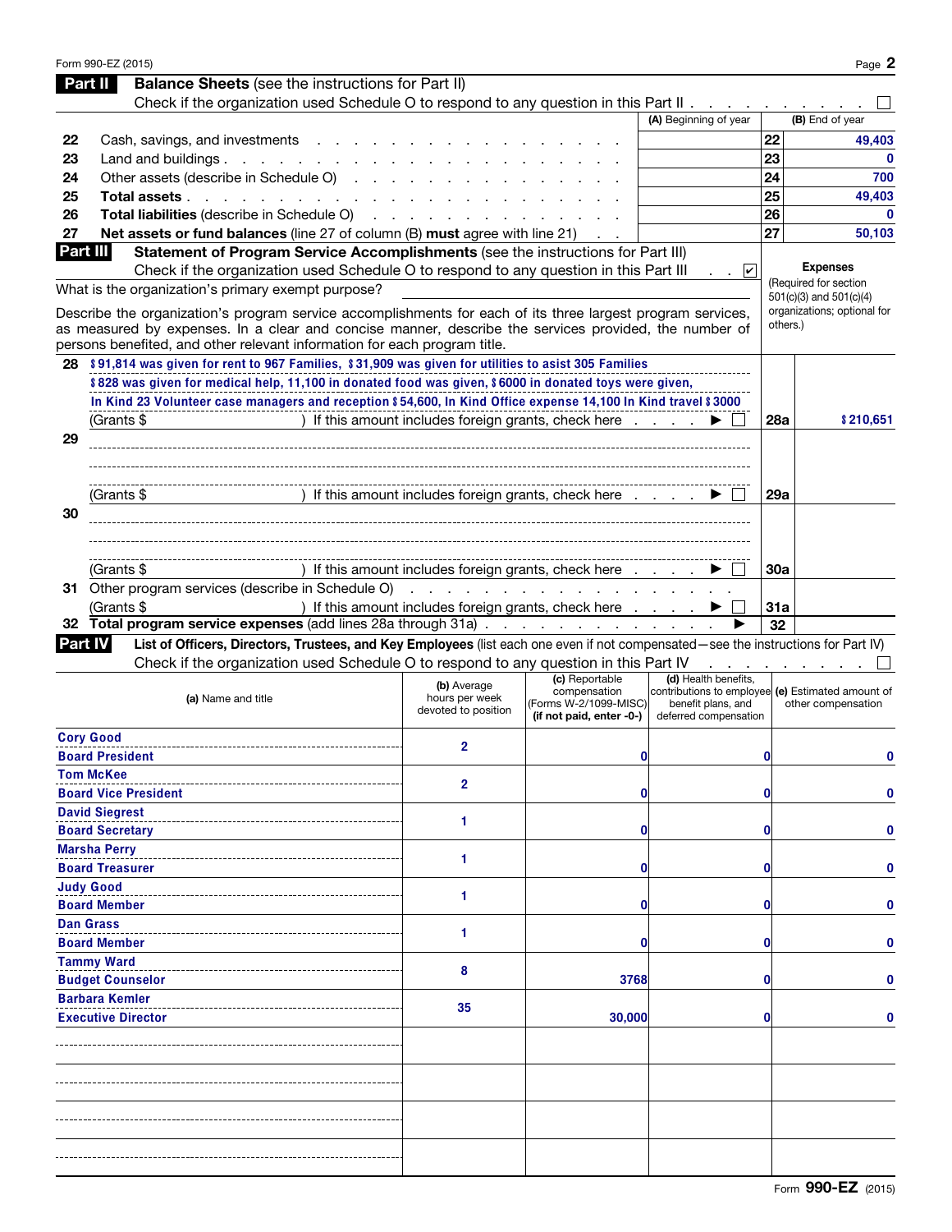Form 990-EZ (2015)

## Part II Balance Sheets (see the instructions for Part II)

Check if the organization used Schedule O to respond to any question in this Part II . . . . . . . . . . ☐

| | | (A) Beginning of year | | (B) End of year |
|---|---|---|---|---|
| 22 | Cash, savings, and investments | | 22 | 49,403 |
| 23 | Land and buildings | | 23 | 0 |
| 24 | Other assets (describe in Schedule O) | | 24 | 700 |
| 25 | **Total assets** | | 25 | 49,403 |
| 26 | **Total liabilities** (describe in Schedule O) | | 26 | 0 |
| 27 | **Net assets or fund balances** (line 27 of column (B) **must** agree with line 21) | | 27 | 50,103 |

## Part III Statement of Program Service Accomplishments (see the instructions for Part III)

Check if the organization used Schedule O to respond to any question in this Part III . . ☑

What is the organization's primary exempt purpose?

Describe the organization's program service accomplishments for each of its three largest program services, as measured by expenses. In a clear and concise manner, describe the services provided, the number of persons benefited, and other relevant information for each program title.

**Expenses** (Required for section 501(c)(3) and 501(c)(4) organizations; optional for others.)

| | | | |
|---|---|---|---|
| 28 | $91,814 was given for rent to 967 Families, $31,909 was given for utilities to asist 305 Families<br>$828 was given for medical help, 11,100 in donated food was given, $6000 in donated toys were given,<br>In Kind 23 Volunteer case managers and reception $54,600, In Kind Office expense 14,100 In Kind travel $3000<br>(Grants $ ) If this amount includes foreign grants, check here ▶ ☐ | 28a | $210,651 |
| 29 | (Grants $ ) If this amount includes foreign grants, check here ▶ ☐ | 29a | |
| 30 | (Grants $ ) If this amount includes foreign grants, check here ▶ ☐ | 30a | |
| 31 | Other program services (describe in Schedule O)<br>(Grants $ ) If this amount includes foreign grants, check here ▶ ☐ | 31a | |
| 32 | **Total program service expenses** (add lines 28a through 31a) ▶ | 32 | |

## Part IV List of Officers, Directors, Trustees, and Key Employees (list each one even if not compensated—see the instructions for Part IV)

Check if the organization used Schedule O to respond to any question in this Part IV . . . . . . . . ☐

| (a) Name and title | (b) Average hours per week devoted to position | (c) Reportable compensation (Forms W-2/1099-MISC) (if not paid, enter -0-) | (d) Health benefits, contributions to employee benefit plans, and deferred compensation | (e) Estimated amount of other compensation |
|---|---|---|---|---|
| Cory Good<br>Board President | 2 | 0 | 0 | 0 |
| Tom McKee<br>Board Vice President | 2 | 0 | 0 | 0 |
| David Siegrest<br>Board Secretary | 1 | 0 | 0 | 0 |
| Marsha Perry<br>Board Treasurer | 1 | 0 | 0 | 0 |
| Judy Good<br>Board Member | 1 | 0 | 0 | 0 |
| Dan Grass<br>Board Member | 1 | 0 | 0 | 0 |
| Tammy Ward<br>Budget Counselor | 8 | 3768 | 0 | 0 |
| Barbara Kemler<br>Executive Director | 35 | 30,000 | 0 | 0 |
| | | | | |
| | | | | |
| | | | | |
| | | | | |

Form **990-EZ** (2015)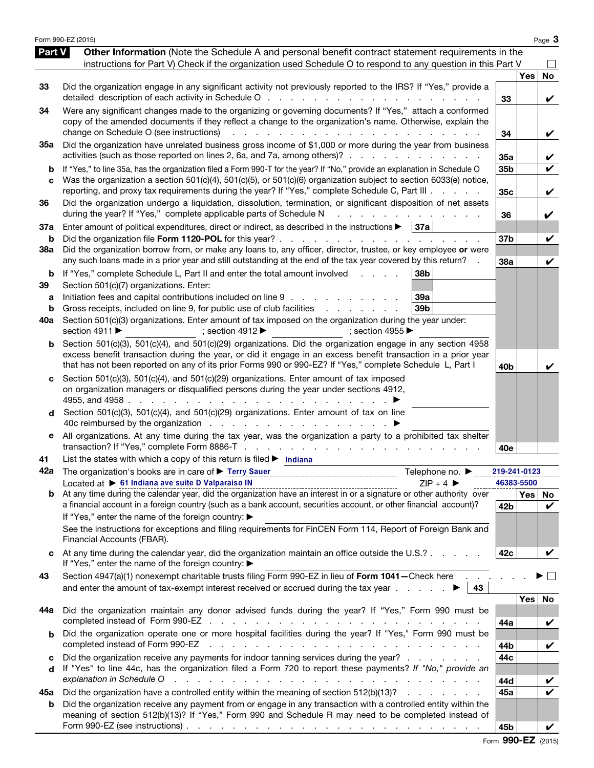## Part V Other Information (Note the Schedule A and personal benefit contract statement requirements in the instructions for Part V) Check if the organization used Schedule O to respond to any question in this Part V ☐

| | | | Yes | No |
|---|---|---|---|---|
| 33 | Did the organization engage in any significant activity not previously reported to the IRS? If "Yes," provide a detailed description of each activity in Schedule O | 33 | | ✔ |
| 34 | Were any significant changes made to the organizing or governing documents? If "Yes," attach a conformed copy of the amended documents if they reflect a change to the organization's name. Otherwise, explain the change on Schedule O (see instructions) | 34 | | ✔ |
| 35a | Did the organization have unrelated business gross income of $1,000 or more during the year from business activities (such as those reported on lines 2, 6a, and 7a, among others)? | 35a | | ✔ |
| b | If "Yes," to line 35a, has the organization filed a Form 990-T for the year? If "No," provide an explanation in Schedule O | 35b | | ✔ |
| c | Was the organization a section 501(c)(4), 501(c)(5), or 501(c)(6) organization subject to section 6033(e) notice, reporting, and proxy tax requirements during the year? If "Yes," complete Schedule C, Part III | 35c | | ✔ |
| 36 | Did the organization undergo a liquidation, dissolution, termination, or significant disposition of net assets during the year? If "Yes," complete applicable parts of Schedule N | 36 | | ✔ |
| 37a | Enter amount of political expenditures, direct or indirect, as described in the instructions ▶ 37a | | | |
| b | Did the organization file **Form 1120-POL** for this year? | 37b | | ✔ |
| 38a | Did the organization borrow from, or make any loans to, any officer, director, trustee, or key employee **or** were any such loans made in a prior year and still outstanding at the end of the tax year covered by this return? | 38a | | ✔ |
| b | If "Yes," complete Schedule L, Part II and enter the total amount involved 38b | | | |
| 39 | Section 501(c)(7) organizations. Enter: | | | |
| a | Initiation fees and capital contributions included on line 9 39a | | | |
| b | Gross receipts, included on line 9, for public use of club facilities 39b | | | |
| 40a | Section 501(c)(3) organizations. Enter amount of tax imposed on the organization during the year under: section 4911 ▶ ; section 4912 ▶ ; section 4955 ▶ | | | |
| b | Section 501(c)(3), 501(c)(4), and 501(c)(29) organizations. Did the organization engage in any section 4958 excess benefit transaction during the year, or did it engage in an excess benefit transaction in a prior year that has not been reported on any of its prior Forms 990 or 990-EZ? If "Yes," complete Schedule L, Part I | 40b | | ✔ |
| c | Section 501(c)(3), 501(c)(4), and 501(c)(29) organizations. Enter amount of tax imposed on organization managers or disqualified persons during the year under sections 4912, 4955, and 4958 ▶ | | | |
| d | Section 501(c)(3), 501(c)(4), and 501(c)(29) organizations. Enter amount of tax on line 40c reimbursed by the organization ▶ | | | |
| e | All organizations. At any time during the tax year, was the organization a party to a prohibited tax shelter transaction? If "Yes," complete Form 8886-T | 40e | | |

41 List the states with which a copy of this return is filed ▶ Indiana

42a The organization's books are in care of ▶ Terry Sauer Telephone no. ▶ 219-241-0123

Located at ▶ 61 Indiana ave suite D Valparaiso IN ZIP + 4 ▶ 46383-5500

| | | | Yes | No |
|---|---|---|---|---|
| b | At any time during the calendar year, did the organization have an interest in or a signature or other authority over a financial account in a foreign country (such as a bank account, securities account, or other financial account)? If "Yes," enter the name of the foreign country: ▶ See the instructions for exceptions and filing requirements for FinCEN Form 114, Report of Foreign Bank and Financial Accounts (FBAR). | 42b | | ✔ |
| c | At any time during the calendar year, did the organization maintain an office outside the U.S.? If "Yes," enter the name of the foreign country: ▶ | 42c | | ✔ |
| 43 | Section 4947(a)(1) nonexempt charitable trusts filing Form 990-EZ in lieu of **Form 1041**—Check here ▶ ☐ and enter the amount of tax-exempt interest received or accrued during the tax year ▶ 43 | | | |
| 44a | Did the organization maintain any donor advised funds during the year? If "Yes," Form 990 must be completed instead of Form 990-EZ | 44a | | ✔ |
| b | Did the organization operate one or more hospital facilities during the year? If "Yes," Form 990 must be completed instead of Form 990-EZ | 44b | | ✔ |
| c | Did the organization receive any payments for indoor tanning services during the year? | 44c | | |
| d | If "Yes" to line 44c, has the organization filed a Form 720 to report these payments? *If "No," provide an explanation in Schedule O* | 44d | | ✔ |
| 45a | Did the organization have a controlled entity within the meaning of section 512(b)(13)? | 45a | | ✔ |
| b | Did the organization receive any payment from or engage in any transaction with a controlled entity within the meaning of section 512(b)(13)? If "Yes," Form 990 and Schedule R may need to be completed instead of Form 990-EZ (see instructions) | 45b | | ✔ |

Form **990-EZ** (2015)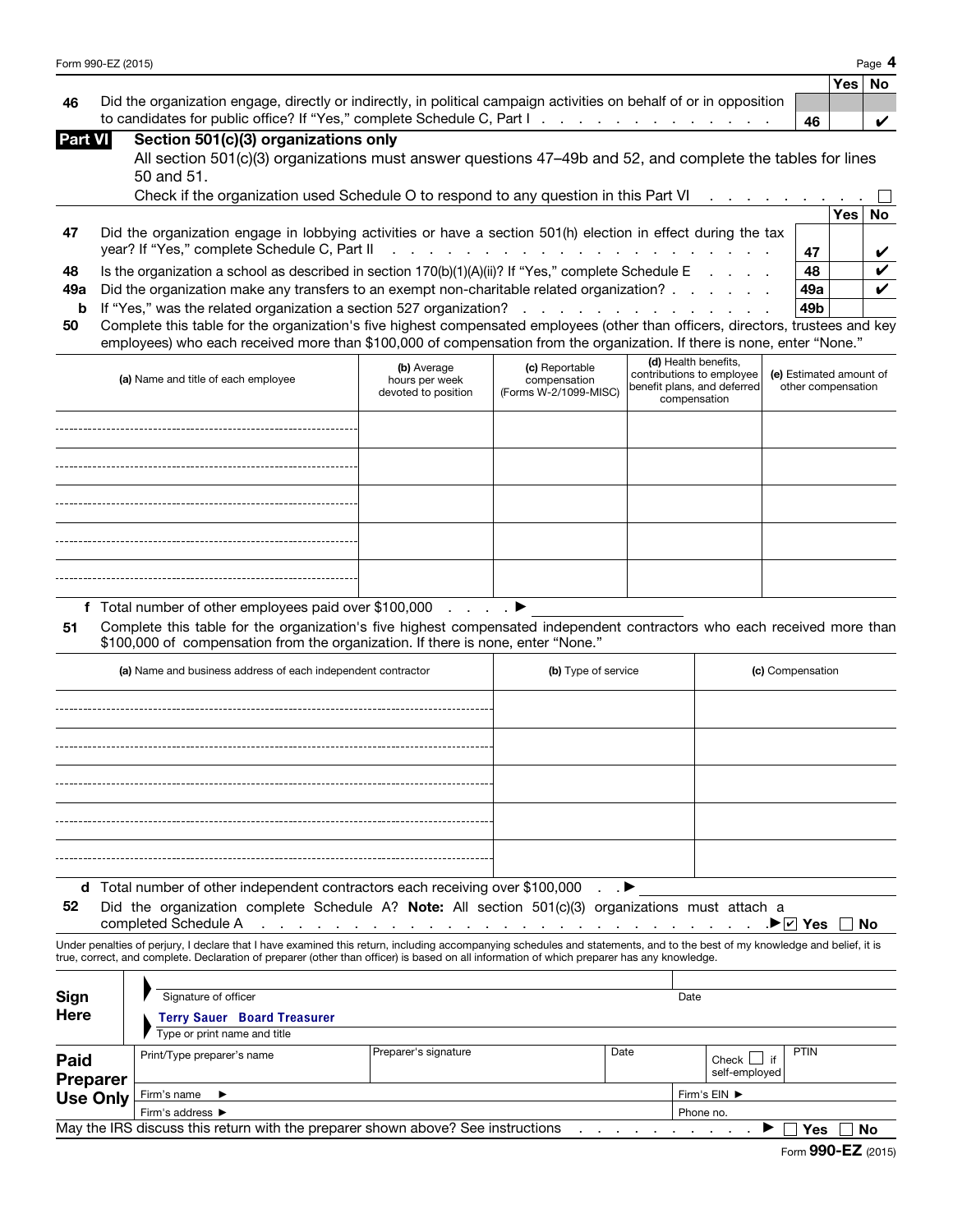| | | | Yes | No |
|---|---|---|---|---|
| **46** | Did the organization engage, directly or indirectly, in political campaign activities on behalf of or in opposition to candidates for public office? If "Yes," complete Schedule C, Part I | **46** | | ✔ |

## Part VI Section 501(c)(3) organizations only

All section 501(c)(3) organizations must answer questions 47–49b and 52, and complete the tables for lines 50 and 51.

Check if the organization used Schedule O to respond to any question in this Part VI ☐

| | | | Yes | No |
|---|---|---|---|---|
| **47** | Did the organization engage in lobbying activities or have a section 501(h) election in effect during the tax year? If "Yes," complete Schedule C, Part II | **47** | | ✔ |
| **48** | Is the organization a school as described in section 170(b)(1)(A)(ii)? If "Yes," complete Schedule E | **48** | | ✔ |
| **49a** | Did the organization make any transfers to an exempt non-charitable related organization? | **49a** | | ✔ |
| **b** | If "Yes," was the related organization a section 527 organization? | **49b** | | |

**50** Complete this table for the organization's five highest compensated employees (other than officers, directors, trustees and key employees) who each received more than $100,000 of compensation from the organization. If there is none, enter "None."

| (a) Name and title of each employee | (b) Average hours per week devoted to position | (c) Reportable compensation (Forms W-2/1099-MISC) | (d) Health benefits, contributions to employee benefit plans, and deferred compensation | (e) Estimated amount of other compensation |
|---|---|---|---|---|
| | | | | |
| | | | | |
| | | | | |
| | | | | |
| | | | | |

**f** Total number of other employees paid over $100,000 ▶

**51** Complete this table for the organization's five highest compensated independent contractors who each received more than $100,000 of compensation from the organization. If there is none, enter "None."

| (a) Name and business address of each independent contractor | (b) Type of service | (c) Compensation |
|---|---|---|
| | | |
| | | |
| | | |
| | | |
| | | |

**d** Total number of other independent contractors each receiving over $100,000 ▶

**52** Did the organization complete Schedule A? **Note:** All section 501(c)(3) organizations must attach a completed Schedule A ▶ ☑ Yes ☐ No

Under penalties of perjury, I declare that I have examined this return, including accompanying schedules and statements, and to the best of my knowledge and belief, it is true, correct, and complete. Declaration of preparer (other than officer) is based on all information of which preparer has any knowledge.

**Sign Here**

Signature of officer | Date

Terry Sauer Board Treasurer

Type or print name and title

**Paid Preparer Use Only**

| Print/Type preparer's name | Preparer's signature | Date | Check ☐ if self-employed | PTIN |
|---|---|---|---|---|
| | | | | |
| Firm's name ▶ | | | Firm's EIN ▶ | |
| Firm's address ▶ | | | Phone no. | |

May the IRS discuss this return with the preparer shown above? See instructions ▶ ☐ Yes ☐ No